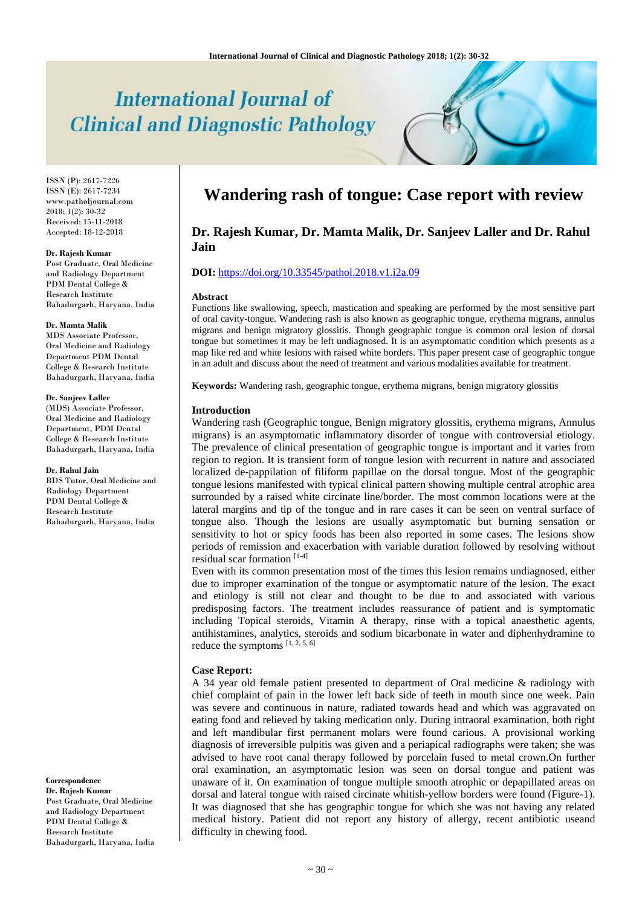# Wandering rash of tongue: Case report with review

**Dr. Rajesh Kumar, Dr. Mamta Malik, Dr. Sanjeev Laller and Dr. Rahul Jain**

**DOI:** https://doi.org/10.33545/pathol.2018.v1.i2a.09

ISSN (P): 2617-7226
ISSN (E): 2617-7234
www.patholjournal.com
2018; 1(2): 30-32
Received: 15-11-2018
Accepted: 18-12-2018

**Dr. Rajesh Kumar**
Post Graduate, Oral Medicine and Radiology Department PDM Dental College & Research Institute Bahadurgarh, Haryana, India

**Dr. Mamta Malik**
MDS Associate Professor, Oral Medicine and Radiology Department PDM Dental College & Research Institute Bahadurgarh, Haryana, India

**Dr. Sanjeev Laller**
(MDS) Associate Professor, Oral Medicine and Radiology Department, PDM Dental College & Research Institute Bahadurgarh, Haryana, India

**Dr. Rahul Jain**
BDS Tutor, Oral Medicine and Radiology Department PDM Dental College & Research Institute Bahadurgarh, Haryana, India

**Correspondence**
**Dr. Rajesh Kumar**
Post Graduate, Oral Medicine and Radiology Department PDM Dental College & Research Institute Bahadurgarh, Haryana, India

### Abstract

Functions like swallowing, speech, mastication and speaking are performed by the most sensitive part of oral cavity-tongue. Wandering rash is also known as geographic tongue, erythema migrans, annulus migrans and benign migratory glossitis. Though geographic tongue is common oral lesion of dorsal tongue but sometimes it may be left undiagnosed. It is an asymptomatic condition which presents as a map like red and white lesions with raised white borders. This paper present case of geographic tongue in an adult and discuss about the need of treatment and various modalities available for treatment.

**Keywords:** Wandering rash, geographic tongue, erythema migrans, benign migratory glossitis

### Introduction

Wandering rash (Geographic tongue, Benign migratory glossitis, erythema migrans, Annulus migrans) is an asymptomatic inflammatory disorder of tongue with controversial etiology. The prevalence of clinical presentation of geographic tongue is important and it varies from region to region. It is transient form of tongue lesion with recurrent in nature and associated localized de-pappilation of filiform papillae on the dorsal tongue. Most of the geographic tongue lesions manifested with typical clinical pattern showing multiple central atrophic area surrounded by a raised white circinate line/border. The most common locations were at the lateral margins and tip of the tongue and in rare cases it can be seen on ventral surface of tongue also. Though the lesions are usually asymptomatic but burning sensation or sensitivity to hot or spicy foods has been also reported in some cases. The lesions show periods of remission and exacerbation with variable duration followed by resolving without residual scar formation [1-4]

Even with its common presentation most of the times this lesion remains undiagnosed, either due to improper examination of the tongue or asymptomatic nature of the lesion. The exact and etiology is still not clear and thought to be due to and associated with various predisposing factors. The treatment includes reassurance of patient and is symptomatic including Topical steroids, Vitamin A therapy, rinse with a topical anaesthetic agents, antihistamines, analytics, steroids and sodium bicarbonate in water and diphenhydramine to reduce the symptoms [1, 2, 5, 6]

### Case Report:

A 34 year old female patient presented to department of Oral medicine & radiology with chief complaint of pain in the lower left back side of teeth in mouth since one week. Pain was severe and continuous in nature, radiated towards head and which was aggravated on eating food and relieved by taking medication only. During intraoral examination, both right and left mandibular first permanent molars were found carious. A provisional working diagnosis of irreversible pulpitis was given and a periapical radiographs were taken; she was advised to have root canal therapy followed by porcelain fused to metal crown.On further oral examination, an asymptomatic lesion was seen on dorsal tongue and patient was unaware of it. On examination of tongue multiple smooth atrophic or depapillated areas on dorsal and lateral tongue with raised circinate whitish-yellow borders were found (Figure-1). It was diagnosed that she has geographic tongue for which she was not having any related medical history. Patient did not report any history of allergy, recent antibiotic useand difficulty in chewing food.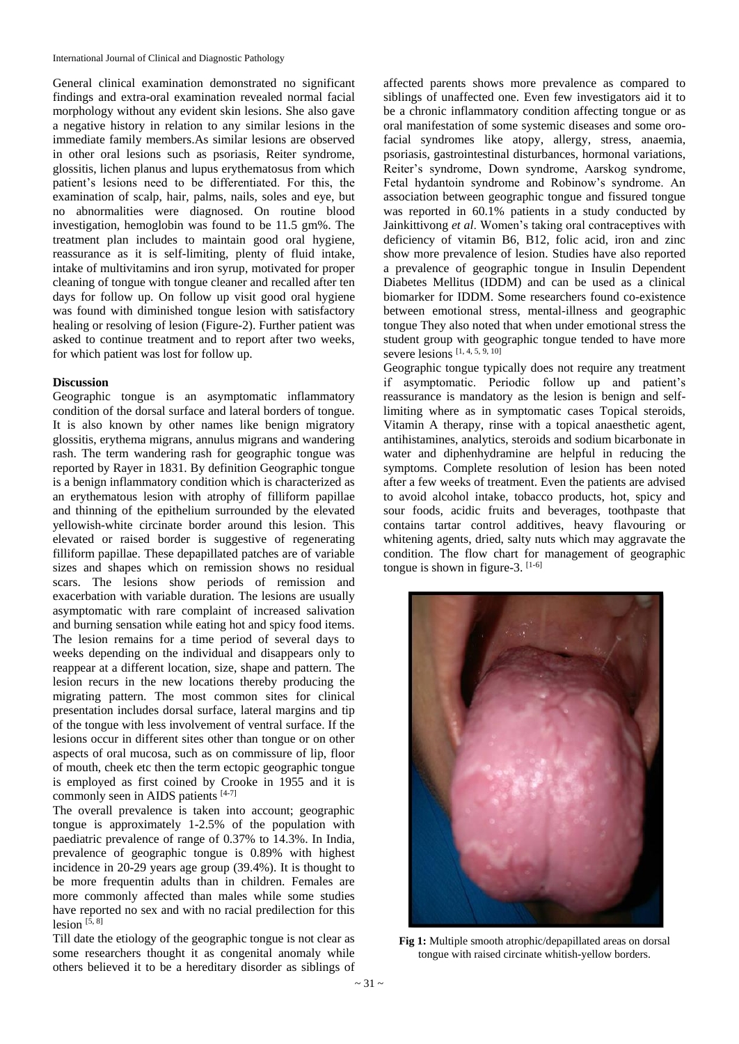General clinical examination demonstrated no significant findings and extra-oral examination revealed normal facial morphology without any evident skin lesions. She also gave a negative history in relation to any similar lesions in the immediate family members.As similar lesions are observed in other oral lesions such as psoriasis, Reiter syndrome, glossitis, lichen planus and lupus erythematosus from which patient's lesions need to be differentiated. For this, the examination of scalp, hair, palms, nails, soles and eye, but no abnormalities were diagnosed. On routine blood investigation, hemoglobin was found to be 11.5 gm%. The treatment plan includes to maintain good oral hygiene, reassurance as it is self-limiting, plenty of fluid intake, intake of multivitamins and iron syrup, motivated for proper cleaning of tongue with tongue cleaner and recalled after ten days for follow up. On follow up visit good oral hygiene was found with diminished tongue lesion with satisfactory healing or resolving of lesion (Figure-2). Further patient was asked to continue treatment and to report after two weeks, for which patient was lost for follow up.

## Discussion

Geographic tongue is an asymptomatic inflammatory condition of the dorsal surface and lateral borders of tongue. It is also known by other names like benign migratory glossitis, erythema migrans, annulus migrans and wandering rash. The term wandering rash for geographic tongue was reported by Rayer in 1831. By definition Geographic tongue is a benign inflammatory condition which is characterized as an erythematous lesion with atrophy of filliform papillae and thinning of the epithelium surrounded by the elevated yellowish-white circinate border around this lesion. This elevated or raised border is suggestive of regenerating filliform papillae. These depapillated patches are of variable sizes and shapes which on remission shows no residual scars. The lesions show periods of remission and exacerbation with variable duration. The lesions are usually asymptomatic with rare complaint of increased salivation and burning sensation while eating hot and spicy food items. The lesion remains for a time period of several days to weeks depending on the individual and disappears only to reappear at a different location, size, shape and pattern. The lesion recurs in the new locations thereby producing the migrating pattern. The most common sites for clinical presentation includes dorsal surface, lateral margins and tip of the tongue with less involvement of ventral surface. If the lesions occur in different sites other than tongue or on other aspects of oral mucosa, such as on commissure of lip, floor of mouth, cheek etc then the term ectopic geographic tongue is employed as first coined by Crooke in 1955 and it is commonly seen in AIDS patients [4-7]

The overall prevalence is taken into account; geographic tongue is approximately 1-2.5% of the population with paediatric prevalence of range of 0.37% to 14.3%. In India, prevalence of geographic tongue is 0.89% with highest incidence in 20-29 years age group (39.4%). It is thought to be more frequentin adults than in children. Females are more commonly affected than males while some studies have reported no sex and with no racial predilection for this lesion [5, 8]

Till date the etiology of the geographic tongue is not clear as some researchers thought it as congenital anomaly while others believed it to be a hereditary disorder as siblings of affected parents shows more prevalence as compared to siblings of unaffected one. Even few investigators aid it to be a chronic inflammatory condition affecting tongue or as oral manifestation of some systemic diseases and some oro-facial syndromes like atopy, allergy, stress, anaemia, psoriasis, gastrointestinal disturbances, hormonal variations, Reiter's syndrome, Down syndrome, Aarskog syndrome, Fetal hydantoin syndrome and Robinow's syndrome. An association between geographic tongue and fissured tongue was reported in 60.1% patients in a study conducted by Jainkittivong *et al*. Women's taking oral contraceptives with deficiency of vitamin B6, B12, folic acid, iron and zinc show more prevalence of lesion. Studies have also reported a prevalence of geographic tongue in Insulin Dependent Diabetes Mellitus (IDDM) and can be used as a clinical biomarker for IDDM. Some researchers found co-existence between emotional stress, mental-illness and geographic tongue They also noted that when under emotional stress the student group with geographic tongue tended to have more severe lesions [1, 4, 5, 9, 10]

Geographic tongue typically does not require any treatment if asymptomatic. Periodic follow up and patient's reassurance is mandatory as the lesion is benign and self-limiting where as in symptomatic cases Topical steroids, Vitamin A therapy, rinse with a topical anaesthetic agent, antihistamines, analytics, steroids and sodium bicarbonate in water and diphenhydramine are helpful in reducing the symptoms. Complete resolution of lesion has been noted after a few weeks of treatment. Even the patients are advised to avoid alcohol intake, tobacco products, hot, spicy and sour foods, acidic fruits and beverages, toothpaste that contains tartar control additives, heavy flavouring or whitening agents, dried, salty nuts which may aggravate the condition. The flow chart for management of geographic tongue is shown in figure-3. [1-6]

**Fig 1:** Multiple smooth atrophic/depapillated areas on dorsal tongue with raised circinate whitish-yellow borders.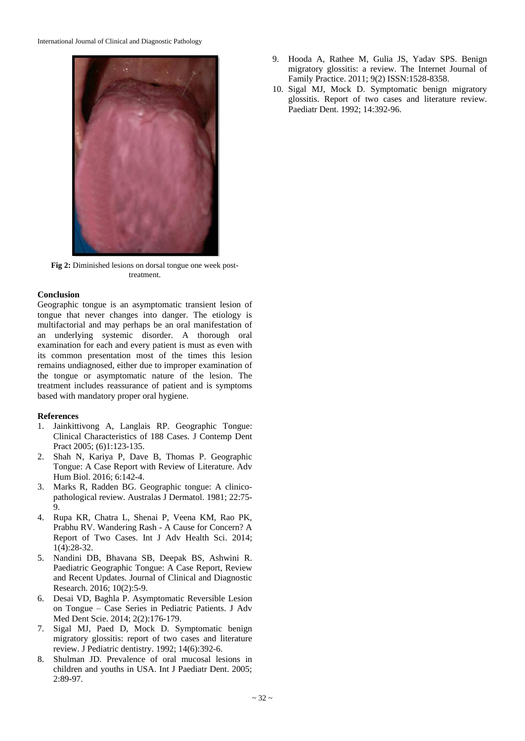**Fig 2:** Diminished lesions on dorsal tongue one week post-treatment.

## Conclusion

Geographic tongue is an asymptomatic transient lesion of tongue that never changes into danger. The etiology is multifactorial and may perhaps be an oral manifestation of an underlying systemic disorder. A thorough oral examination for each and every patient is must as even with its common presentation most of the times this lesion remains undiagnosed, either due to improper examination of the tongue or asymptomatic nature of the lesion. The treatment includes reassurance of patient and is symptoms based with mandatory proper oral hygiene.

## References

1. Jainkittivong A, Langlais RP. Geographic Tongue: Clinical Characteristics of 188 Cases. J Contemp Dent Pract 2005; (6)1:123-135.
2. Shah N, Kariya P, Dave B, Thomas P. Geographic Tongue: A Case Report with Review of Literature. Adv Hum Biol. 2016; 6:142-4.
3. Marks R, Radden BG. Geographic tongue: A clinico-pathological review. Australas J Dermatol. 1981; 22:75-9.
4. Rupa KR, Chatra L, Shenai P, Veena KM, Rao PK, Prabhu RV. Wandering Rash - A Cause for Concern? A Report of Two Cases. Int J Adv Health Sci. 2014; 1(4):28-32.
5. Nandini DB, Bhavana SB, Deepak BS, Ashwini R. Paediatric Geographic Tongue: A Case Report, Review and Recent Updates. Journal of Clinical and Diagnostic Research. 2016; 10(2):5-9.
6. Desai VD, Baghla P. Asymptomatic Reversible Lesion on Tongue – Case Series in Pediatric Patients. J Adv Med Dent Scie. 2014; 2(2):176-179.
7. Sigal MJ, Paed D, Mock D. Symptomatic benign migratory glossitis: report of two cases and literature review. J Pediatric dentistry. 1992; 14(6):392-6.
8. Shulman JD. Prevalence of oral mucosal lesions in children and youths in USA. Int J Paediatr Dent. 2005; 2:89-97.
9. Hooda A, Rathee M, Gulia JS, Yadav SPS. Benign migratory glossitis: a review. The Internet Journal of Family Practice. 2011; 9(2) ISSN:1528-8358.
10. Sigal MJ, Mock D. Symptomatic benign migratory glossitis. Report of two cases and literature review. Paediatr Dent. 1992; 14:392-96.